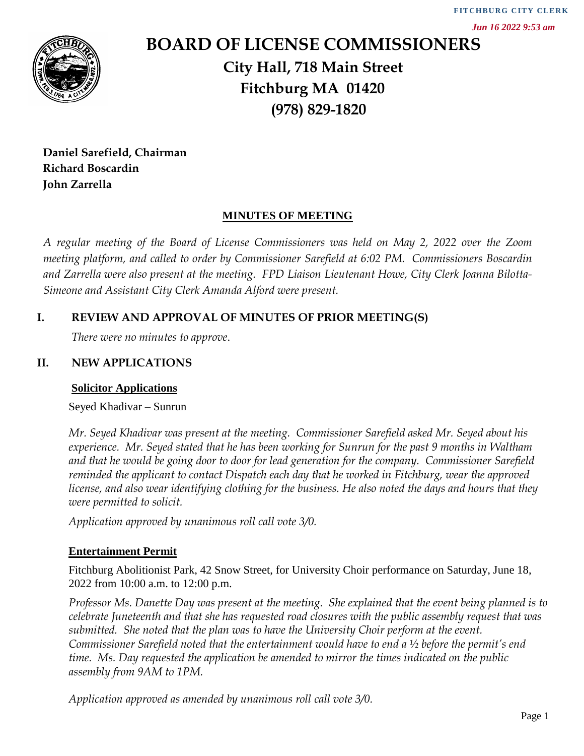FITCHBURG CITY CLERK
*Jun 16 2022 9:53 am*

# BOARD OF LICENSE COMMISSIONERS

**City Hall, 718 Main Street**
**Fitchburg MA 01420**
**(978) 829-1820**

**Daniel Sarefield, Chairman**
**Richard Boscardin**
**John Zarrella**

## MINUTES OF MEETING

*A regular meeting of the Board of License Commissioners was held on May 2, 2022 over the Zoom meeting platform, and called to order by Commissioner Sarefield at 6:02 PM. Commissioners Boscardin and Zarrella were also present at the meeting. FPD Liaison Lieutenant Howe, City Clerk Joanna Bilotta-Simeone and Assistant City Clerk Amanda Alford were present.*

## I. REVIEW AND APPROVAL OF MINUTES OF PRIOR MEETING(S)

*There were no minutes to approve.*

## II. NEW APPLICATIONS

### Solicitor Applications

Seyed Khadivar – Sunrun

*Mr. Seyed Khadivar was present at the meeting. Commissioner Sarefield asked Mr. Seyed about his experience. Mr. Seyed stated that he has been working for Sunrun for the past 9 months in Waltham and that he would be going door to door for lead generation for the company. Commissioner Sarefield reminded the applicant to contact Dispatch each day that he worked in Fitchburg, wear the approved license, and also wear identifying clothing for the business. He also noted the days and hours that they were permitted to solicit.*

*Application approved by unanimous roll call vote 3/0.*

### Entertainment Permit

Fitchburg Abolitionist Park, 42 Snow Street, for University Choir performance on Saturday, June 18, 2022 from 10:00 a.m. to 12:00 p.m.

*Professor Ms. Danette Day was present at the meeting. She explained that the event being planned is to celebrate Juneteenth and that she has requested road closures with the public assembly request that was submitted. She noted that the plan was to have the University Choir perform at the event. Commissioner Sarefield noted that the entertainment would have to end a ½ before the permit's end time. Ms. Day requested the application be amended to mirror the times indicated on the public assembly from 9AM to 1PM.*

*Application approved as amended by unanimous roll call vote 3/0.*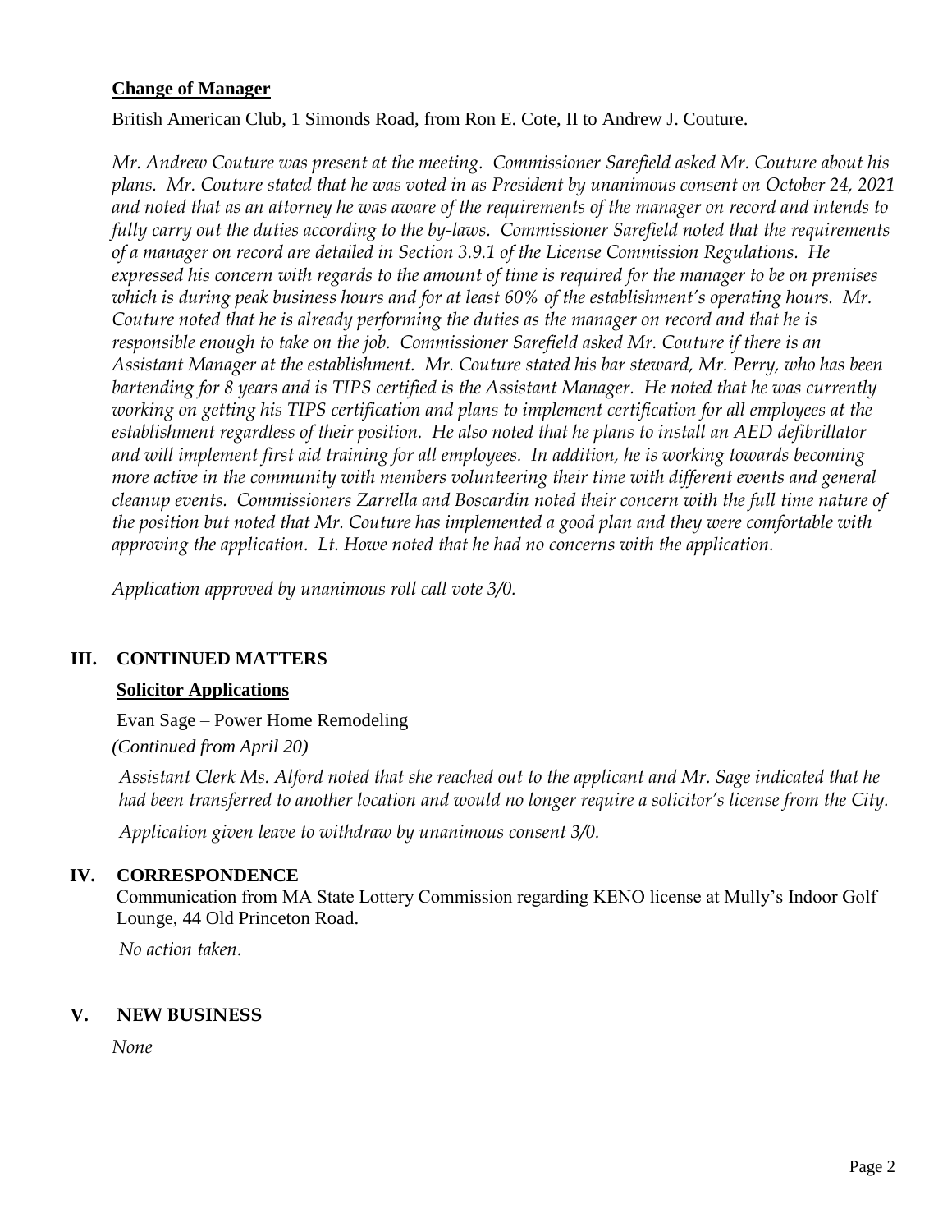**Change of Manager**

British American Club, 1 Simonds Road, from Ron E. Cote, II to Andrew J. Couture.

*Mr. Andrew Couture was present at the meeting. Commissioner Sarefield asked Mr. Couture about his plans. Mr. Couture stated that he was voted in as President by unanimous consent on October 24, 2021 and noted that as an attorney he was aware of the requirements of the manager on record and intends to fully carry out the duties according to the by-laws. Commissioner Sarefield noted that the requirements of a manager on record are detailed in Section 3.9.1 of the License Commission Regulations. He expressed his concern with regards to the amount of time is required for the manager to be on premises which is during peak business hours and for at least 60% of the establishment's operating hours. Mr. Couture noted that he is already performing the duties as the manager on record and that he is responsible enough to take on the job. Commissioner Sarefield asked Mr. Couture if there is an Assistant Manager at the establishment. Mr. Couture stated his bar steward, Mr. Perry, who has been bartending for 8 years and is TIPS certified is the Assistant Manager. He noted that he was currently working on getting his TIPS certification and plans to implement certification for all employees at the establishment regardless of their position. He also noted that he plans to install an AED defibrillator and will implement first aid training for all employees. In addition, he is working towards becoming more active in the community with members volunteering their time with different events and general cleanup events. Commissioners Zarrella and Boscardin noted their concern with the full time nature of the position but noted that Mr. Couture has implemented a good plan and they were comfortable with approving the application. Lt. Howe noted that he had no concerns with the application.*

*Application approved by unanimous roll call vote 3/0.*

## III. CONTINUED MATTERS

**Solicitor Applications**

Evan Sage – Power Home Remodeling

*(Continued from April 20)*

*Assistant Clerk Ms. Alford noted that she reached out to the applicant and Mr. Sage indicated that he had been transferred to another location and would no longer require a solicitor's license from the City.*

*Application given leave to withdraw by unanimous consent 3/0.*

## IV. CORRESPONDENCE

Communication from MA State Lottery Commission regarding KENO license at Mully's Indoor Golf Lounge, 44 Old Princeton Road.

*No action taken.*

## V. NEW BUSINESS

*None*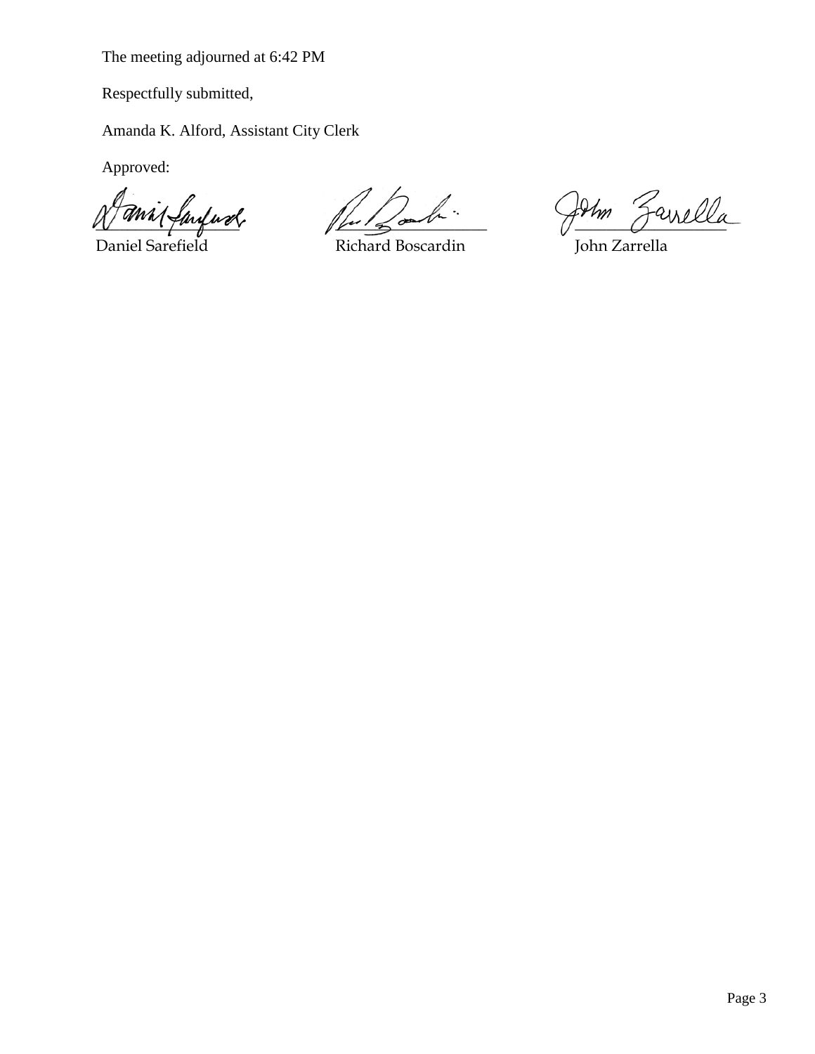The meeting adjourned at 6:42 PM

Respectfully submitted,

Amanda K. Alford, Assistant City Clerk

Approved:

| | | |
|---|---|---|
| Daniel Sarefield | Richard Boscardin | John Zarrella |